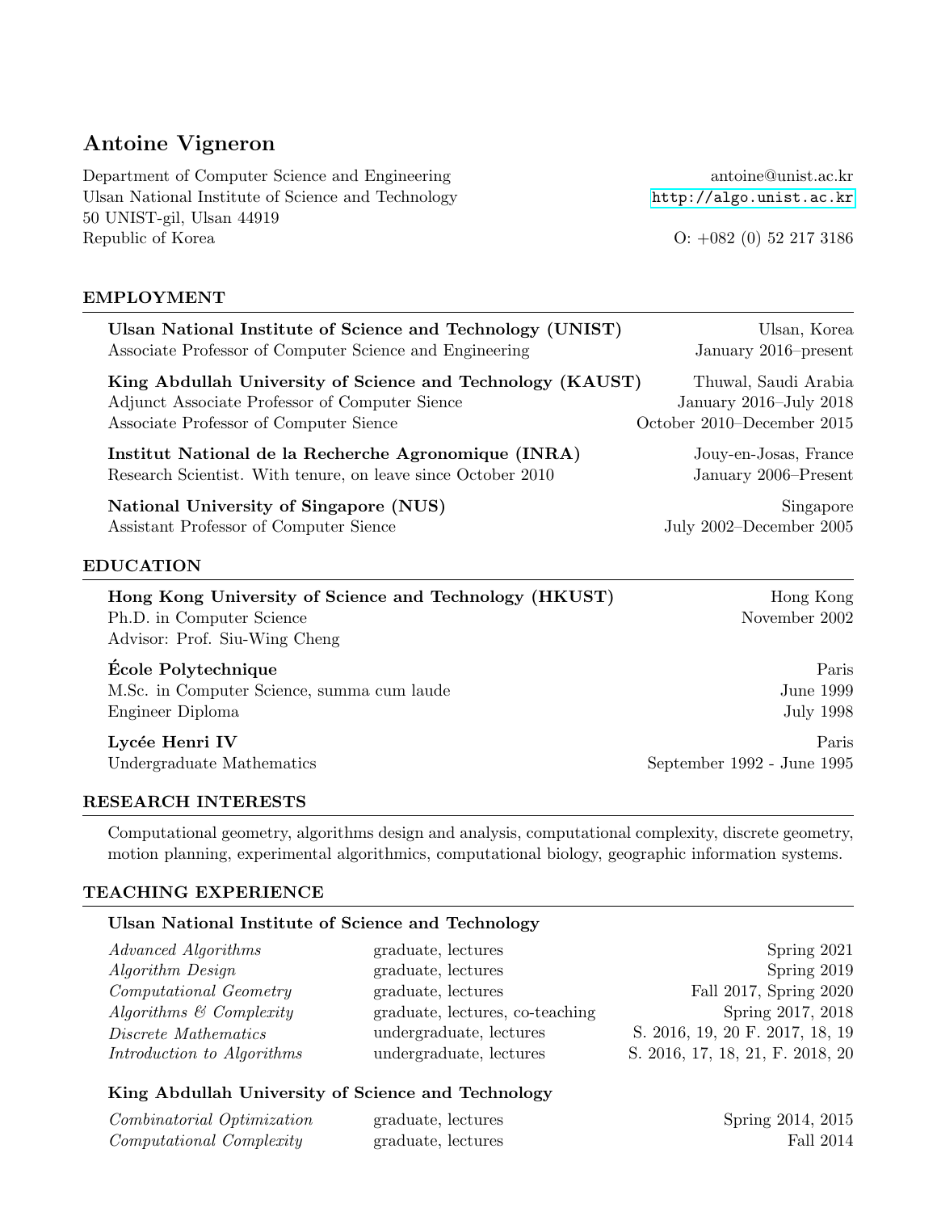# Antoine Vigneron

Department of Computer Science and Engineering
Ulsan National Institute of Science and Technology
50 UNIST-gil, Ulsan 44919
Republic of Korea

antoine@unist.ac.kr
http://algo.unist.ac.kr
O: +082 (0) 52 217 3186

## EMPLOYMENT

**Ulsan National Institute of Science and Technology (UNIST)** — Ulsan, Korea
Associate Professor of Computer Science and Engineering — January 2016–present

**King Abdullah University of Science and Technology (KAUST)** — Thuwal, Saudi Arabia
Adjunct Associate Professor of Computer Sience — January 2016–July 2018
Associate Professor of Computer Sience — October 2010–December 2015

**Institut National de la Recherche Agronomique (INRA)** — Jouy-en-Josas, France
Research Scientist. With tenure, on leave since October 2010 — January 2006–Present

**National University of Singapore (NUS)** — Singapore
Assistant Professor of Computer Sience — July 2002–December 2005

## EDUCATION

**Hong Kong University of Science and Technology (HKUST)** — Hong Kong
Ph.D. in Computer Science — November 2002
Advisor: Prof. Siu-Wing Cheng

**École Polytechnique** — Paris
M.Sc. in Computer Science, summa cum laude — June 1999
Engineer Diploma — July 1998

**Lycée Henri IV** — Paris
Undergraduate Mathematics — September 1992 - June 1995

## RESEARCH INTERESTS

Computational geometry, algorithms design and analysis, computational complexity, discrete geometry, motion planning, experimental algorithmics, computational biology, geographic information systems.

## TEACHING EXPERIENCE

### Ulsan National Institute of Science and Technology

| Course | Level | Terms |
|---|---|---|
| *Advanced Algorithms* | graduate, lectures | Spring 2021 |
| *Algorithm Design* | graduate, lectures | Spring 2019 |
| *Computational Geometry* | graduate, lectures | Fall 2017, Spring 2020 |
| *Algorithms & Complexity* | graduate, lectures, co-teaching | Spring 2017, 2018 |
| *Discrete Mathematics* | undergraduate, lectures | S. 2016, 19, 20 F. 2017, 18, 19 |
| *Introduction to Algorithms* | undergraduate, lectures | S. 2016, 17, 18, 21, F. 2018, 20 |

### King Abdullah University of Science and Technology

| Course | Level | Terms |
|---|---|---|
| *Combinatorial Optimization* | graduate, lectures | Spring 2014, 2015 |
| *Computational Complexity* | graduate, lectures | Fall 2014 |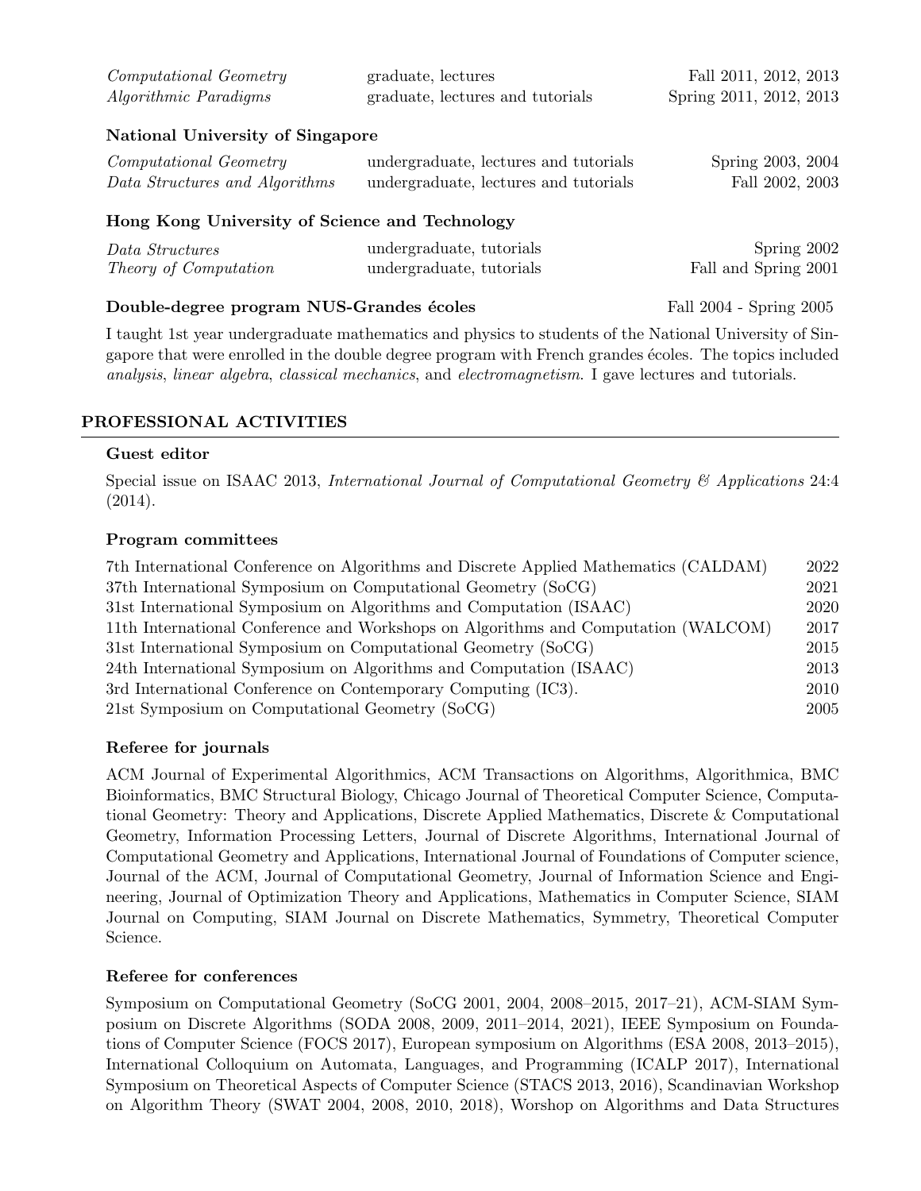| | | |
|---|---|---|
| *Computational Geometry* | graduate, lectures | Fall 2011, 2012, 2013 |
| *Algorithmic Paradigms* | graduate, lectures and tutorials | Spring 2011, 2012, 2013 |

**National University of Singapore**

| | | |
|---|---|---|
| *Computational Geometry* | undergraduate, lectures and tutorials | Spring 2003, 2004 |
| *Data Structures and Algorithms* | undergraduate, lectures and tutorials | Fall 2002, 2003 |

**Hong Kong University of Science and Technology**

| | | |
|---|---|---|
| *Data Structures* | undergraduate, tutorials | Spring 2002 |
| *Theory of Computation* | undergraduate, tutorials | Fall and Spring 2001 |

**Double-degree program NUS-Grandes écoles** Fall 2004 - Spring 2005

I taught 1st year undergraduate mathematics and physics to students of the National University of Singapore that were enrolled in the double degree program with French grandes écoles. The topics included *analysis*, *linear algebra*, *classical mechanics*, and *electromagnetism*. I gave lectures and tutorials.

## PROFESSIONAL ACTIVITIES

### Guest editor

Special issue on ISAAC 2013, *International Journal of Computational Geometry & Applications* 24:4 (2014).

### Program committees

| | |
|---|---|
| 7th International Conference on Algorithms and Discrete Applied Mathematics (CALDAM) | 2022 |
| 37th International Symposium on Computational Geometry (SoCG) | 2021 |
| 31st International Symposium on Algorithms and Computation (ISAAC) | 2020 |
| 11th International Conference and Workshops on Algorithms and Computation (WALCOM) | 2017 |
| 31st International Symposium on Computational Geometry (SoCG) | 2015 |
| 24th International Symposium on Algorithms and Computation (ISAAC) | 2013 |
| 3rd International Conference on Contemporary Computing (IC3). | 2010 |
| 21st Symposium on Computational Geometry (SoCG) | 2005 |

### Referee for journals

ACM Journal of Experimental Algorithmics, ACM Transactions on Algorithms, Algorithmica, BMC Bioinformatics, BMC Structural Biology, Chicago Journal of Theoretical Computer Science, Computational Geometry: Theory and Applications, Discrete Applied Mathematics, Discrete & Computational Geometry, Information Processing Letters, Journal of Discrete Algorithms, International Journal of Computational Geometry and Applications, International Journal of Foundations of Computer science, Journal of the ACM, Journal of Computational Geometry, Journal of Information Science and Engineering, Journal of Optimization Theory and Applications, Mathematics in Computer Science, SIAM Journal on Computing, SIAM Journal on Discrete Mathematics, Symmetry, Theoretical Computer Science.

### Referee for conferences

Symposium on Computational Geometry (SoCG 2001, 2004, 2008–2015, 2017–21), ACM-SIAM Symposium on Discrete Algorithms (SODA 2008, 2009, 2011–2014, 2021), IEEE Symposium on Foundations of Computer Science (FOCS 2017), European symposium on Algorithms (ESA 2008, 2013–2015), International Colloquium on Automata, Languages, and Programming (ICALP 2017), International Symposium on Theoretical Aspects of Computer Science (STACS 2013, 2016), Scandinavian Workshop on Algorithm Theory (SWAT 2004, 2008, 2010, 2018), Worshop on Algorithms and Data Structures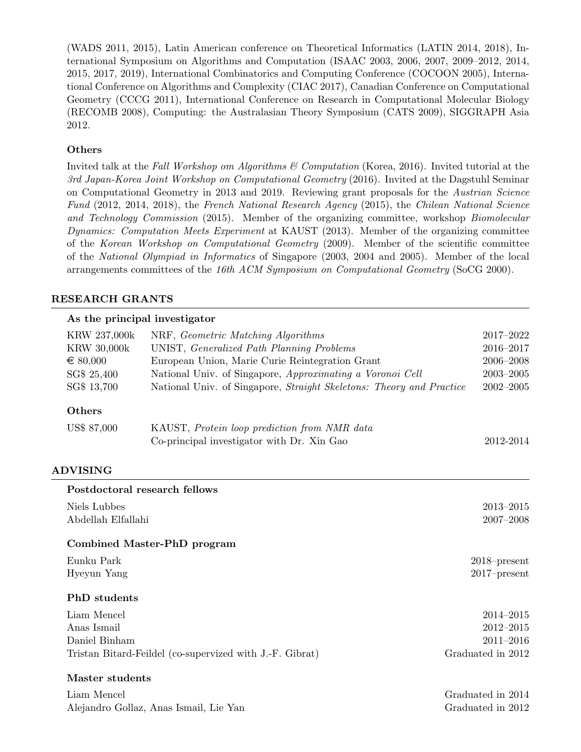(WADS 2011, 2015), Latin American conference on Theoretical Informatics (LATIN 2014, 2018), International Symposium on Algorithms and Computation (ISAAC 2003, 2006, 2007, 2009–2012, 2014, 2015, 2017, 2019), International Combinatorics and Computing Conference (COCOON 2005), International Conference on Algorithms and Complexity (CIAC 2017), Canadian Conference on Computational Geometry (CCCG 2011), International Conference on Research in Computational Molecular Biology (RECOMB 2008), Computing: the Australasian Theory Symposium (CATS 2009), SIGGRAPH Asia 2012.

### Others

Invited talk at the *Fall Workshop om Algorithms & Computation* (Korea, 2016). Invited tutorial at the *3rd Japan-Korea Joint Workshop on Computational Geometry* (2016). Invited at the Dagstuhl Seminar on Computational Geometry in 2013 and 2019. Reviewing grant proposals for the *Austrian Science Fund* (2012, 2014, 2018), the *French National Research Agency* (2015), the *Chilean National Science and Technology Commission* (2015). Member of the organizing committee, workshop *Biomolecular Dynamics: Computation Meets Experiment* at KAUST (2013). Member of the organizing committee of the *Korean Workshop on Computational Geometry* (2009). Member of the scientific committee of the *National Olympiad in Informatics* of Singapore (2003, 2004 and 2005). Member of the local arrangements committees of the *16th ACM Symposium on Computational Geometry* (SoCG 2000).

## RESEARCH GRANTS

### As the principal investigator

| | | |
|---|---|---|
| KRW 237,000k | NRF, *Geometric Matching Algorithms* | 2017–2022 |
| KRW 30,000k | UNIST, *Generalized Path Planning Problems* | 2016–2017 |
| € 80,000 | European Union, Marie Curie Reintegration Grant | 2006–2008 |
| SG$ 25,400 | National Univ. of Singapore, *Approximating a Voronoi Cell* | 2003–2005 |
| SG$ 13,700 | National Univ. of Singapore, *Straight Skeletons: Theory and Practice* | 2002–2005 |

### Others

| | | |
|---|---|---|
| US$ 87,000 | KAUST, *Protein loop prediction from NMR data*<br>Co-principal investigator with Dr. Xin Gao | 2012-2014 |

## ADVISING

### Postdoctoral research fellows

| | |
|---|---|
| Niels Lubbes | 2013–2015 |
| Abdellah Elfallahi | 2007–2008 |

### Combined Master-PhD program

| | |
|---|---|
| Eunku Park | 2018–present |
| Hyeyun Yang | 2017–present |

### PhD students

| | |
|---|---|
| Liam Mencel | 2014–2015 |
| Anas Ismail | 2012–2015 |
| Daniel Binham | 2011–2016 |
| Tristan Bitard-Feildel (co-supervized with J.-F. Gibrat) | Graduated in 2012 |

### Master students

| | |
|---|---|
| Liam Mencel | Graduated in 2014 |
| Alejandro Gollaz, Anas Ismail, Lie Yan | Graduated in 2012 |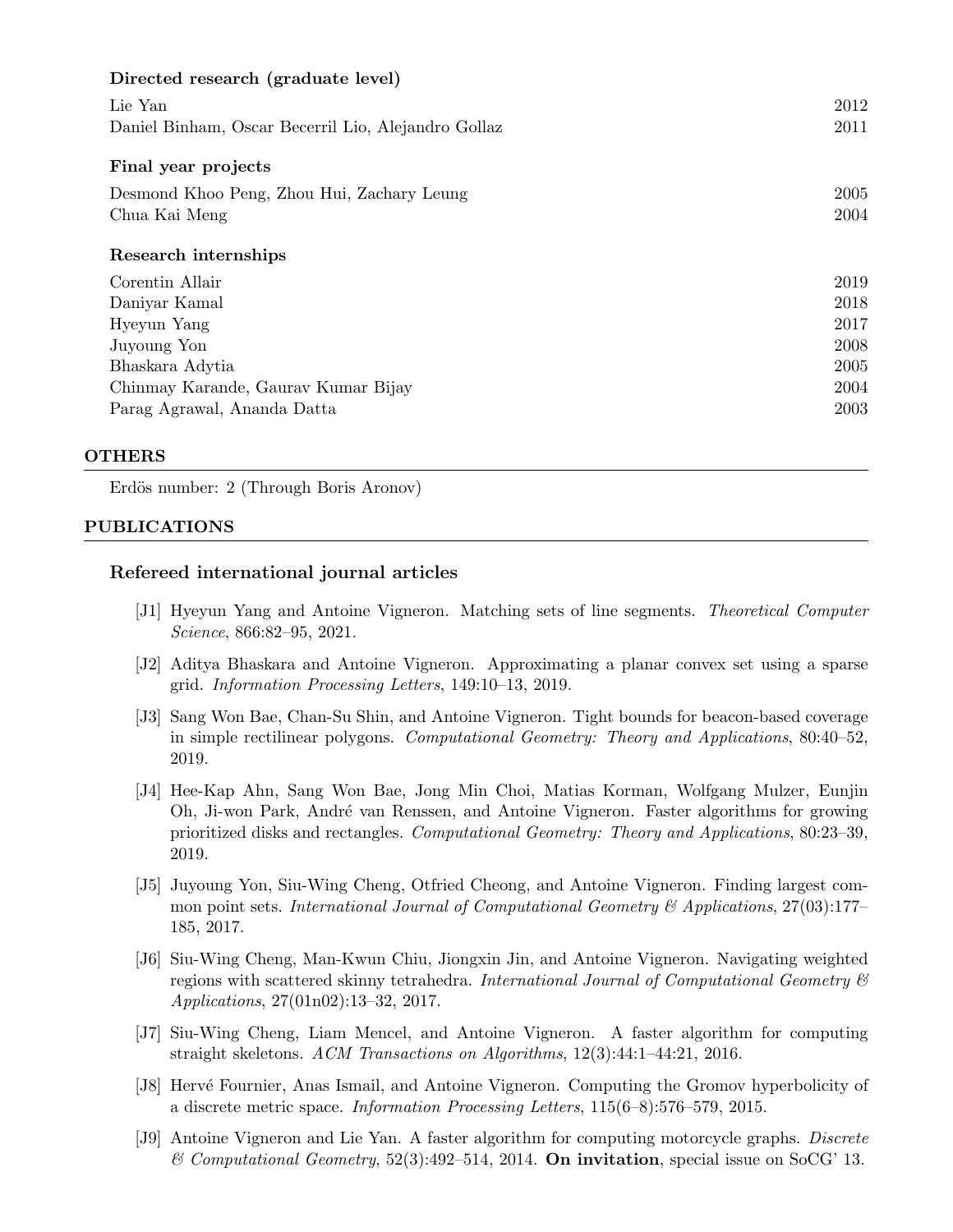### Directed research (graduate level)

| | |
|---|---|
| Lie Yan | 2012 |
| Daniel Binham, Oscar Becerril Lio, Alejandro Gollaz | 2011 |

### Final year projects

| | |
|---|---|
| Desmond Khoo Peng, Zhou Hui, Zachary Leung | 2005 |
| Chua Kai Meng | 2004 |

### Research internships

| | |
|---|---|
| Corentin Allair | 2019 |
| Daniyar Kamal | 2018 |
| Hyeyun Yang | 2017 |
| Juyoung Yon | 2008 |
| Bhaskara Adytia | 2005 |
| Chinmay Karande, Gaurav Kumar Bijay | 2004 |
| Parag Agrawal, Ananda Datta | 2003 |

## OTHERS

Erdös number: 2 (Through Boris Aronov)

## PUBLICATIONS

### Refereed international journal articles

[J1] Hyeyun Yang and Antoine Vigneron. Matching sets of line segments. *Theoretical Computer Science*, 866:82–95, 2021.

[J2] Aditya Bhaskara and Antoine Vigneron. Approximating a planar convex set using a sparse grid. *Information Processing Letters*, 149:10–13, 2019.

[J3] Sang Won Bae, Chan-Su Shin, and Antoine Vigneron. Tight bounds for beacon-based coverage in simple rectilinear polygons. *Computational Geometry: Theory and Applications*, 80:40–52, 2019.

[J4] Hee-Kap Ahn, Sang Won Bae, Jong Min Choi, Matias Korman, Wolfgang Mulzer, Eunjin Oh, Ji-won Park, André van Renssen, and Antoine Vigneron. Faster algorithms for growing prioritized disks and rectangles. *Computational Geometry: Theory and Applications*, 80:23–39, 2019.

[J5] Juyoung Yon, Siu-Wing Cheng, Otfried Cheong, and Antoine Vigneron. Finding largest common point sets. *International Journal of Computational Geometry & Applications*, 27(03):177–185, 2017.

[J6] Siu-Wing Cheng, Man-Kwun Chiu, Jiongxin Jin, and Antoine Vigneron. Navigating weighted regions with scattered skinny tetrahedra. *International Journal of Computational Geometry & Applications*, 27(01n02):13–32, 2017.

[J7] Siu-Wing Cheng, Liam Mencel, and Antoine Vigneron. A faster algorithm for computing straight skeletons. *ACM Transactions on Algorithms*, 12(3):44:1–44:21, 2016.

[J8] Hervé Fournier, Anas Ismail, and Antoine Vigneron. Computing the Gromov hyperbolicity of a discrete metric space. *Information Processing Letters*, 115(6–8):576–579, 2015.

[J9] Antoine Vigneron and Lie Yan. A faster algorithm for computing motorcycle graphs. *Discrete & Computational Geometry*, 52(3):492–514, 2014. **On invitation**, special issue on SoCG' 13.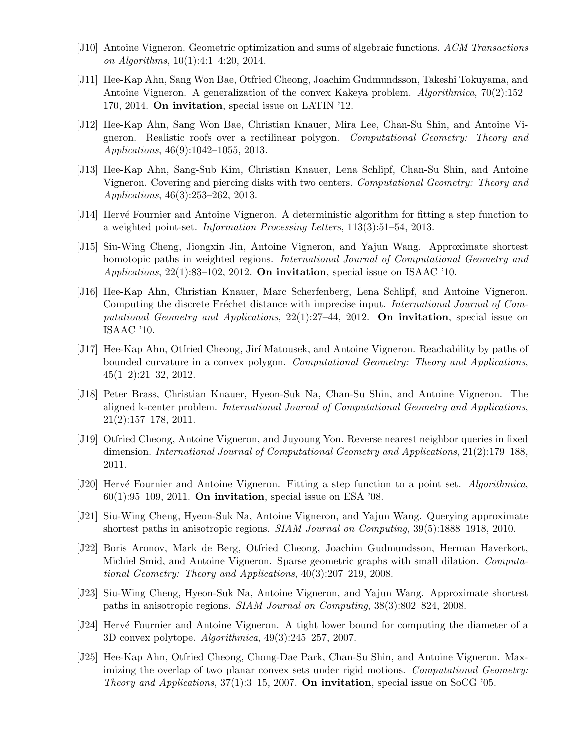[J10] Antoine Vigneron. Geometric optimization and sums of algebraic functions. *ACM Transactions on Algorithms*, 10(1):4:1–4:20, 2014.

[J11] Hee-Kap Ahn, Sang Won Bae, Otfried Cheong, Joachim Gudmundsson, Takeshi Tokuyama, and Antoine Vigneron. A generalization of the convex Kakeya problem. *Algorithmica*, 70(2):152–170, 2014. **On invitation**, special issue on LATIN '12.

[J12] Hee-Kap Ahn, Sang Won Bae, Christian Knauer, Mira Lee, Chan-Su Shin, and Antoine Vigneron. Realistic roofs over a rectilinear polygon. *Computational Geometry: Theory and Applications*, 46(9):1042–1055, 2013.

[J13] Hee-Kap Ahn, Sang-Sub Kim, Christian Knauer, Lena Schlipf, Chan-Su Shin, and Antoine Vigneron. Covering and piercing disks with two centers. *Computational Geometry: Theory and Applications*, 46(3):253–262, 2013.

[J14] Hervé Fournier and Antoine Vigneron. A deterministic algorithm for fitting a step function to a weighted point-set. *Information Processing Letters*, 113(3):51–54, 2013.

[J15] Siu-Wing Cheng, Jiongxin Jin, Antoine Vigneron, and Yajun Wang. Approximate shortest homotopic paths in weighted regions. *International Journal of Computational Geometry and Applications*, 22(1):83–102, 2012. **On invitation**, special issue on ISAAC '10.

[J16] Hee-Kap Ahn, Christian Knauer, Marc Scherfenberg, Lena Schlipf, and Antoine Vigneron. Computing the discrete Fréchet distance with imprecise input. *International Journal of Computational Geometry and Applications*, 22(1):27–44, 2012. **On invitation**, special issue on ISAAC '10.

[J17] Hee-Kap Ahn, Otfried Cheong, Jirí Matousek, and Antoine Vigneron. Reachability by paths of bounded curvature in a convex polygon. *Computational Geometry: Theory and Applications*, 45(1–2):21–32, 2012.

[J18] Peter Brass, Christian Knauer, Hyeon-Suk Na, Chan-Su Shin, and Antoine Vigneron. The aligned k-center problem. *International Journal of Computational Geometry and Applications*, 21(2):157–178, 2011.

[J19] Otfried Cheong, Antoine Vigneron, and Juyoung Yon. Reverse nearest neighbor queries in fixed dimension. *International Journal of Computational Geometry and Applications*, 21(2):179–188, 2011.

[J20] Hervé Fournier and Antoine Vigneron. Fitting a step function to a point set. *Algorithmica*, 60(1):95–109, 2011. **On invitation**, special issue on ESA '08.

[J21] Siu-Wing Cheng, Hyeon-Suk Na, Antoine Vigneron, and Yajun Wang. Querying approximate shortest paths in anisotropic regions. *SIAM Journal on Computing*, 39(5):1888–1918, 2010.

[J22] Boris Aronov, Mark de Berg, Otfried Cheong, Joachim Gudmundsson, Herman Haverkort, Michiel Smid, and Antoine Vigneron. Sparse geometric graphs with small dilation. *Computational Geometry: Theory and Applications*, 40(3):207–219, 2008.

[J23] Siu-Wing Cheng, Hyeon-Suk Na, Antoine Vigneron, and Yajun Wang. Approximate shortest paths in anisotropic regions. *SIAM Journal on Computing*, 38(3):802–824, 2008.

[J24] Hervé Fournier and Antoine Vigneron. A tight lower bound for computing the diameter of a 3D convex polytope. *Algorithmica*, 49(3):245–257, 2007.

[J25] Hee-Kap Ahn, Otfried Cheong, Chong-Dae Park, Chan-Su Shin, and Antoine Vigneron. Maximizing the overlap of two planar convex sets under rigid motions. *Computational Geometry: Theory and Applications*, 37(1):3–15, 2007. **On invitation**, special issue on SoCG '05.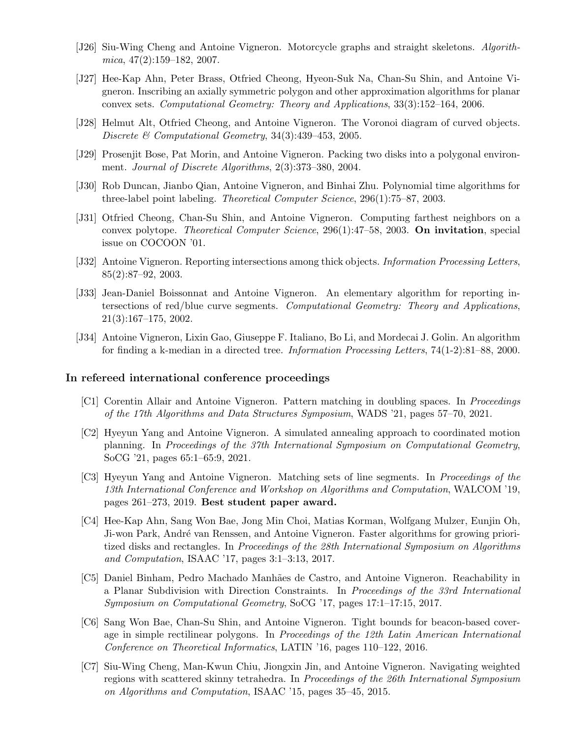[J26] Siu-Wing Cheng and Antoine Vigneron. Motorcycle graphs and straight skeletons. *Algorithmica*, 47(2):159–182, 2007.

[J27] Hee-Kap Ahn, Peter Brass, Otfried Cheong, Hyeon-Suk Na, Chan-Su Shin, and Antoine Vigneron. Inscribing an axially symmetric polygon and other approximation algorithms for planar convex sets. *Computational Geometry: Theory and Applications*, 33(3):152–164, 2006.

[J28] Helmut Alt, Otfried Cheong, and Antoine Vigneron. The Voronoi diagram of curved objects. *Discrete & Computational Geometry*, 34(3):439–453, 2005.

[J29] Prosenjit Bose, Pat Morin, and Antoine Vigneron. Packing two disks into a polygonal environment. *Journal of Discrete Algorithms*, 2(3):373–380, 2004.

[J30] Rob Duncan, Jianbo Qian, Antoine Vigneron, and Binhai Zhu. Polynomial time algorithms for three-label point labeling. *Theoretical Computer Science*, 296(1):75–87, 2003.

[J31] Otfried Cheong, Chan-Su Shin, and Antoine Vigneron. Computing farthest neighbors on a convex polytope. *Theoretical Computer Science*, 296(1):47–58, 2003. **On invitation**, special issue on COCOON '01.

[J32] Antoine Vigneron. Reporting intersections among thick objects. *Information Processing Letters*, 85(2):87–92, 2003.

[J33] Jean-Daniel Boissonnat and Antoine Vigneron. An elementary algorithm for reporting intersections of red/blue curve segments. *Computational Geometry: Theory and Applications*, 21(3):167–175, 2002.

[J34] Antoine Vigneron, Lixin Gao, Giuseppe F. Italiano, Bo Li, and Mordecai J. Golin. An algorithm for finding a k-median in a directed tree. *Information Processing Letters*, 74(1-2):81–88, 2000.

### In refereed international conference proceedings

[C1] Corentin Allair and Antoine Vigneron. Pattern matching in doubling spaces. In *Proceedings of the 17th Algorithms and Data Structures Symposium*, WADS '21, pages 57–70, 2021.

[C2] Hyeyun Yang and Antoine Vigneron. A simulated annealing approach to coordinated motion planning. In *Proceedings of the 37th International Symposium on Computational Geometry*, SoCG '21, pages 65:1–65:9, 2021.

[C3] Hyeyun Yang and Antoine Vigneron. Matching sets of line segments. In *Proceedings of the 13th International Conference and Workshop on Algorithms and Computation*, WALCOM '19, pages 261–273, 2019. **Best student paper award.**

[C4] Hee-Kap Ahn, Sang Won Bae, Jong Min Choi, Matias Korman, Wolfgang Mulzer, Eunjin Oh, Ji-won Park, André van Renssen, and Antoine Vigneron. Faster algorithms for growing prioritized disks and rectangles. In *Proceedings of the 28th International Symposium on Algorithms and Computation*, ISAAC '17, pages 3:1–3:13, 2017.

[C5] Daniel Binham, Pedro Machado Manhães de Castro, and Antoine Vigneron. Reachability in a Planar Subdivision with Direction Constraints. In *Proceedings of the 33rd International Symposium on Computational Geometry*, SoCG '17, pages 17:1–17:15, 2017.

[C6] Sang Won Bae, Chan-Su Shin, and Antoine Vigneron. Tight bounds for beacon-based coverage in simple rectilinear polygons. In *Proceedings of the 12th Latin American International Conference on Theoretical Informatics*, LATIN '16, pages 110–122, 2016.

[C7] Siu-Wing Cheng, Man-Kwun Chiu, Jiongxin Jin, and Antoine Vigneron. Navigating weighted regions with scattered skinny tetrahedra. In *Proceedings of the 26th International Symposium on Algorithms and Computation*, ISAAC '15, pages 35–45, 2015.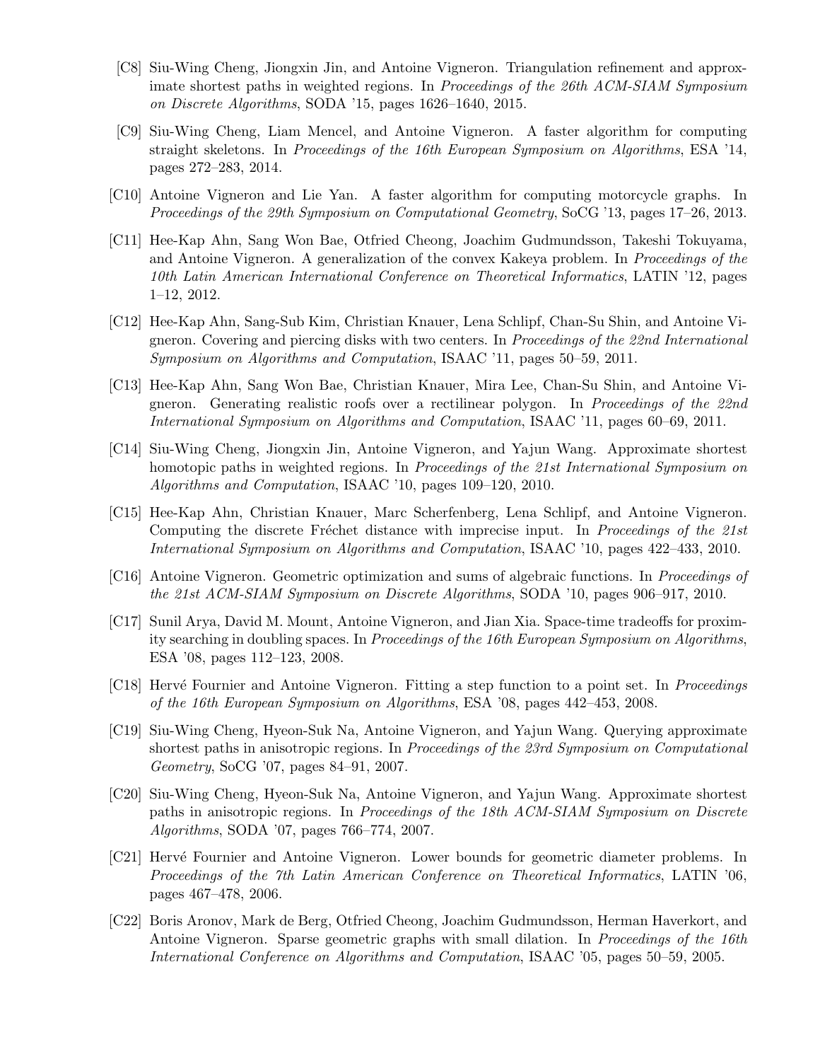[C8] Siu-Wing Cheng, Jiongxin Jin, and Antoine Vigneron. Triangulation refinement and approximate shortest paths in weighted regions. In *Proceedings of the 26th ACM-SIAM Symposium on Discrete Algorithms*, SODA '15, pages 1626–1640, 2015.

[C9] Siu-Wing Cheng, Liam Mencel, and Antoine Vigneron. A faster algorithm for computing straight skeletons. In *Proceedings of the 16th European Symposium on Algorithms*, ESA '14, pages 272–283, 2014.

[C10] Antoine Vigneron and Lie Yan. A faster algorithm for computing motorcycle graphs. In *Proceedings of the 29th Symposium on Computational Geometry*, SoCG '13, pages 17–26, 2013.

[C11] Hee-Kap Ahn, Sang Won Bae, Otfried Cheong, Joachim Gudmundsson, Takeshi Tokuyama, and Antoine Vigneron. A generalization of the convex Kakeya problem. In *Proceedings of the 10th Latin American International Conference on Theoretical Informatics*, LATIN '12, pages 1–12, 2012.

[C12] Hee-Kap Ahn, Sang-Sub Kim, Christian Knauer, Lena Schlipf, Chan-Su Shin, and Antoine Vigneron. Covering and piercing disks with two centers. In *Proceedings of the 22nd International Symposium on Algorithms and Computation*, ISAAC '11, pages 50–59, 2011.

[C13] Hee-Kap Ahn, Sang Won Bae, Christian Knauer, Mira Lee, Chan-Su Shin, and Antoine Vigneron. Generating realistic roofs over a rectilinear polygon. In *Proceedings of the 22nd International Symposium on Algorithms and Computation*, ISAAC '11, pages 60–69, 2011.

[C14] Siu-Wing Cheng, Jiongxin Jin, Antoine Vigneron, and Yajun Wang. Approximate shortest homotopic paths in weighted regions. In *Proceedings of the 21st International Symposium on Algorithms and Computation*, ISAAC '10, pages 109–120, 2010.

[C15] Hee-Kap Ahn, Christian Knauer, Marc Scherfenberg, Lena Schlipf, and Antoine Vigneron. Computing the discrete Fréchet distance with imprecise input. In *Proceedings of the 21st International Symposium on Algorithms and Computation*, ISAAC '10, pages 422–433, 2010.

[C16] Antoine Vigneron. Geometric optimization and sums of algebraic functions. In *Proceedings of the 21st ACM-SIAM Symposium on Discrete Algorithms*, SODA '10, pages 906–917, 2010.

[C17] Sunil Arya, David M. Mount, Antoine Vigneron, and Jian Xia. Space-time tradeoffs for proximity searching in doubling spaces. In *Proceedings of the 16th European Symposium on Algorithms*, ESA '08, pages 112–123, 2008.

[C18] Hervé Fournier and Antoine Vigneron. Fitting a step function to a point set. In *Proceedings of the 16th European Symposium on Algorithms*, ESA '08, pages 442–453, 2008.

[C19] Siu-Wing Cheng, Hyeon-Suk Na, Antoine Vigneron, and Yajun Wang. Querying approximate shortest paths in anisotropic regions. In *Proceedings of the 23rd Symposium on Computational Geometry*, SoCG '07, pages 84–91, 2007.

[C20] Siu-Wing Cheng, Hyeon-Suk Na, Antoine Vigneron, and Yajun Wang. Approximate shortest paths in anisotropic regions. In *Proceedings of the 18th ACM-SIAM Symposium on Discrete Algorithms*, SODA '07, pages 766–774, 2007.

[C21] Hervé Fournier and Antoine Vigneron. Lower bounds for geometric diameter problems. In *Proceedings of the 7th Latin American Conference on Theoretical Informatics*, LATIN '06, pages 467–478, 2006.

[C22] Boris Aronov, Mark de Berg, Otfried Cheong, Joachim Gudmundsson, Herman Haverkort, and Antoine Vigneron. Sparse geometric graphs with small dilation. In *Proceedings of the 16th International Conference on Algorithms and Computation*, ISAAC '05, pages 50–59, 2005.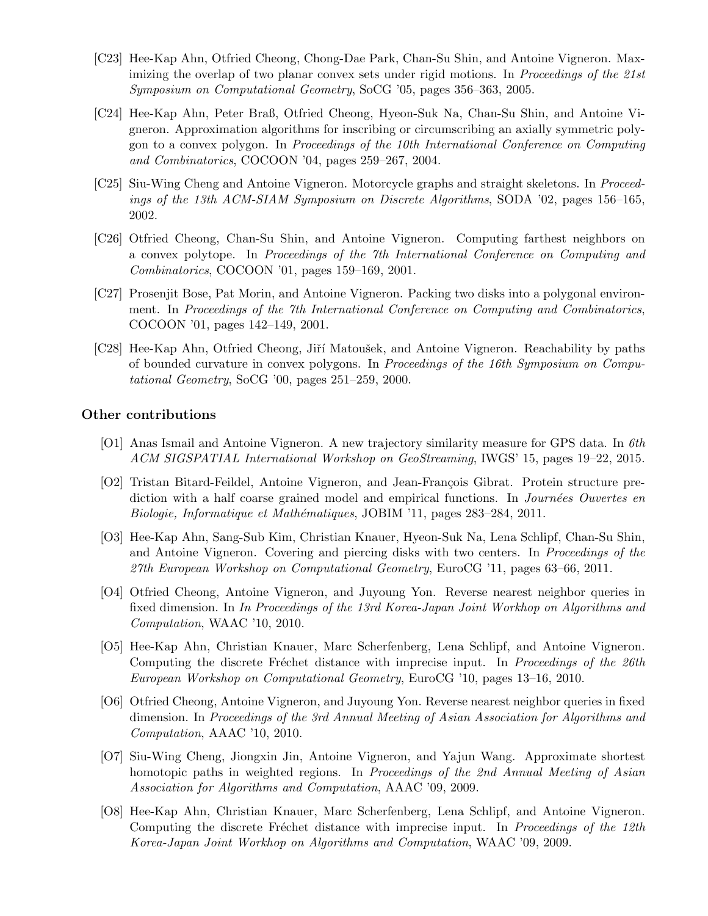[C23] Hee-Kap Ahn, Otfried Cheong, Chong-Dae Park, Chan-Su Shin, and Antoine Vigneron. Maximizing the overlap of two planar convex sets under rigid motions. In *Proceedings of the 21st Symposium on Computational Geometry*, SoCG '05, pages 356–363, 2005.

[C24] Hee-Kap Ahn, Peter Braß, Otfried Cheong, Hyeon-Suk Na, Chan-Su Shin, and Antoine Vigneron. Approximation algorithms for inscribing or circumscribing an axially symmetric polygon to a convex polygon. In *Proceedings of the 10th International Conference on Computing and Combinatorics*, COCOON '04, pages 259–267, 2004.

[C25] Siu-Wing Cheng and Antoine Vigneron. Motorcycle graphs and straight skeletons. In *Proceedings of the 13th ACM-SIAM Symposium on Discrete Algorithms*, SODA '02, pages 156–165, 2002.

[C26] Otfried Cheong, Chan-Su Shin, and Antoine Vigneron. Computing farthest neighbors on a convex polytope. In *Proceedings of the 7th International Conference on Computing and Combinatorics*, COCOON '01, pages 159–169, 2001.

[C27] Prosenjit Bose, Pat Morin, and Antoine Vigneron. Packing two disks into a polygonal environment. In *Proceedings of the 7th International Conference on Computing and Combinatorics*, COCOON '01, pages 142–149, 2001.

[C28] Hee-Kap Ahn, Otfried Cheong, Jiří Matoušek, and Antoine Vigneron. Reachability by paths of bounded curvature in convex polygons. In *Proceedings of the 16th Symposium on Computational Geometry*, SoCG '00, pages 251–259, 2000.

### Other contributions

[O1] Anas Ismail and Antoine Vigneron. A new trajectory similarity measure for GPS data. In *6th ACM SIGSPATIAL International Workshop on GeoStreaming*, IWGS' 15, pages 19–22, 2015.

[O2] Tristan Bitard-Feildel, Antoine Vigneron, and Jean-François Gibrat. Protein structure prediction with a half coarse grained model and empirical functions. In *Journées Ouvertes en Biologie, Informatique et Mathématiques*, JOBIM '11, pages 283–284, 2011.

[O3] Hee-Kap Ahn, Sang-Sub Kim, Christian Knauer, Hyeon-Suk Na, Lena Schlipf, Chan-Su Shin, and Antoine Vigneron. Covering and piercing disks with two centers. In *Proceedings of the 27th European Workshop on Computational Geometry*, EuroCG '11, pages 63–66, 2011.

[O4] Otfried Cheong, Antoine Vigneron, and Juyoung Yon. Reverse nearest neighbor queries in fixed dimension. In *In Proceedings of the 13rd Korea-Japan Joint Workhop on Algorithms and Computation*, WAAC '10, 2010.

[O5] Hee-Kap Ahn, Christian Knauer, Marc Scherfenberg, Lena Schlipf, and Antoine Vigneron. Computing the discrete Fréchet distance with imprecise input. In *Proceedings of the 26th European Workshop on Computational Geometry*, EuroCG '10, pages 13–16, 2010.

[O6] Otfried Cheong, Antoine Vigneron, and Juyoung Yon. Reverse nearest neighbor queries in fixed dimension. In *Proceedings of the 3rd Annual Meeting of Asian Association for Algorithms and Computation*, AAAC '10, 2010.

[O7] Siu-Wing Cheng, Jiongxin Jin, Antoine Vigneron, and Yajun Wang. Approximate shortest homotopic paths in weighted regions. In *Proceedings of the 2nd Annual Meeting of Asian Association for Algorithms and Computation*, AAAC '09, 2009.

[O8] Hee-Kap Ahn, Christian Knauer, Marc Scherfenberg, Lena Schlipf, and Antoine Vigneron. Computing the discrete Fréchet distance with imprecise input. In *Proceedings of the 12th Korea-Japan Joint Workhop on Algorithms and Computation*, WAAC '09, 2009.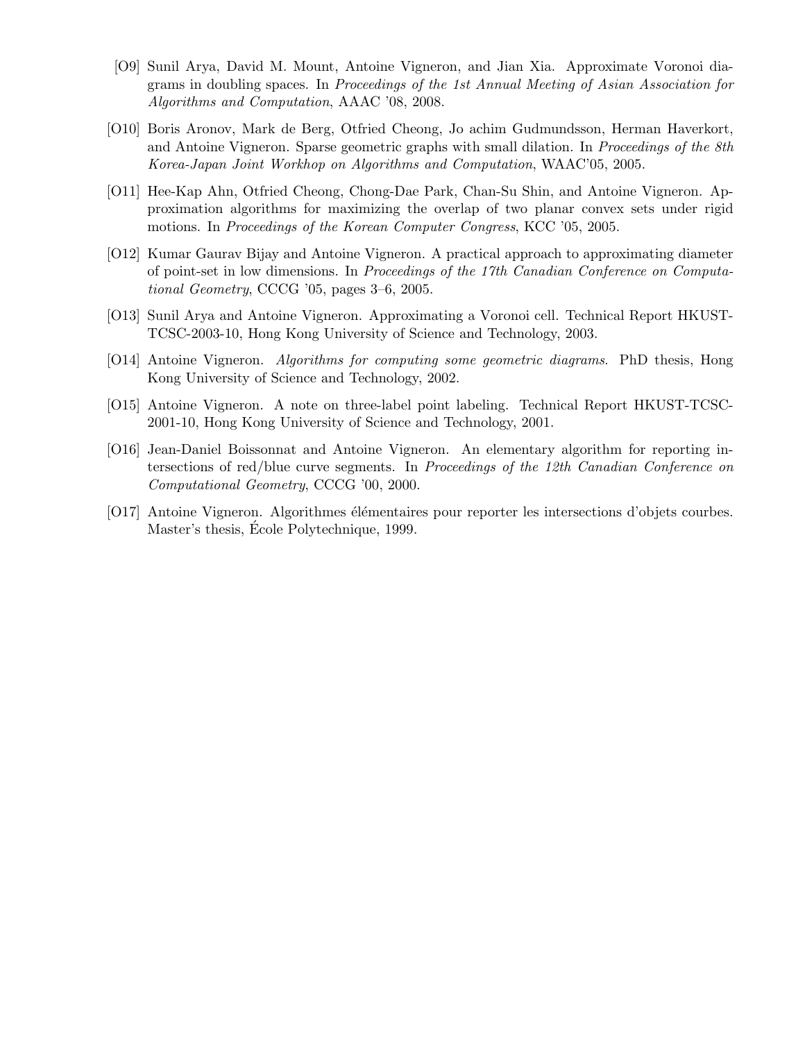[O9] Sunil Arya, David M. Mount, Antoine Vigneron, and Jian Xia. Approximate Voronoi diagrams in doubling spaces. In *Proceedings of the 1st Annual Meeting of Asian Association for Algorithms and Computation*, AAAC '08, 2008.

[O10] Boris Aronov, Mark de Berg, Otfried Cheong, Jo achim Gudmundsson, Herman Haverkort, and Antoine Vigneron. Sparse geometric graphs with small dilation. In *Proceedings of the 8th Korea-Japan Joint Workhop on Algorithms and Computation*, WAAC'05, 2005.

[O11] Hee-Kap Ahn, Otfried Cheong, Chong-Dae Park, Chan-Su Shin, and Antoine Vigneron. Approximation algorithms for maximizing the overlap of two planar convex sets under rigid motions. In *Proceedings of the Korean Computer Congress*, KCC '05, 2005.

[O12] Kumar Gaurav Bijay and Antoine Vigneron. A practical approach to approximating diameter of point-set in low dimensions. In *Proceedings of the 17th Canadian Conference on Computational Geometry*, CCCG '05, pages 3–6, 2005.

[O13] Sunil Arya and Antoine Vigneron. Approximating a Voronoi cell. Technical Report HKUST-TCSC-2003-10, Hong Kong University of Science and Technology, 2003.

[O14] Antoine Vigneron. *Algorithms for computing some geometric diagrams*. PhD thesis, Hong Kong University of Science and Technology, 2002.

[O15] Antoine Vigneron. A note on three-label point labeling. Technical Report HKUST-TCSC-2001-10, Hong Kong University of Science and Technology, 2001.

[O16] Jean-Daniel Boissonnat and Antoine Vigneron. An elementary algorithm for reporting intersections of red/blue curve segments. In *Proceedings of the 12th Canadian Conference on Computational Geometry*, CCCG '00, 2000.

[O17] Antoine Vigneron. Algorithmes élémentaires pour reporter les intersections d'objets courbes. Master's thesis, École Polytechnique, 1999.